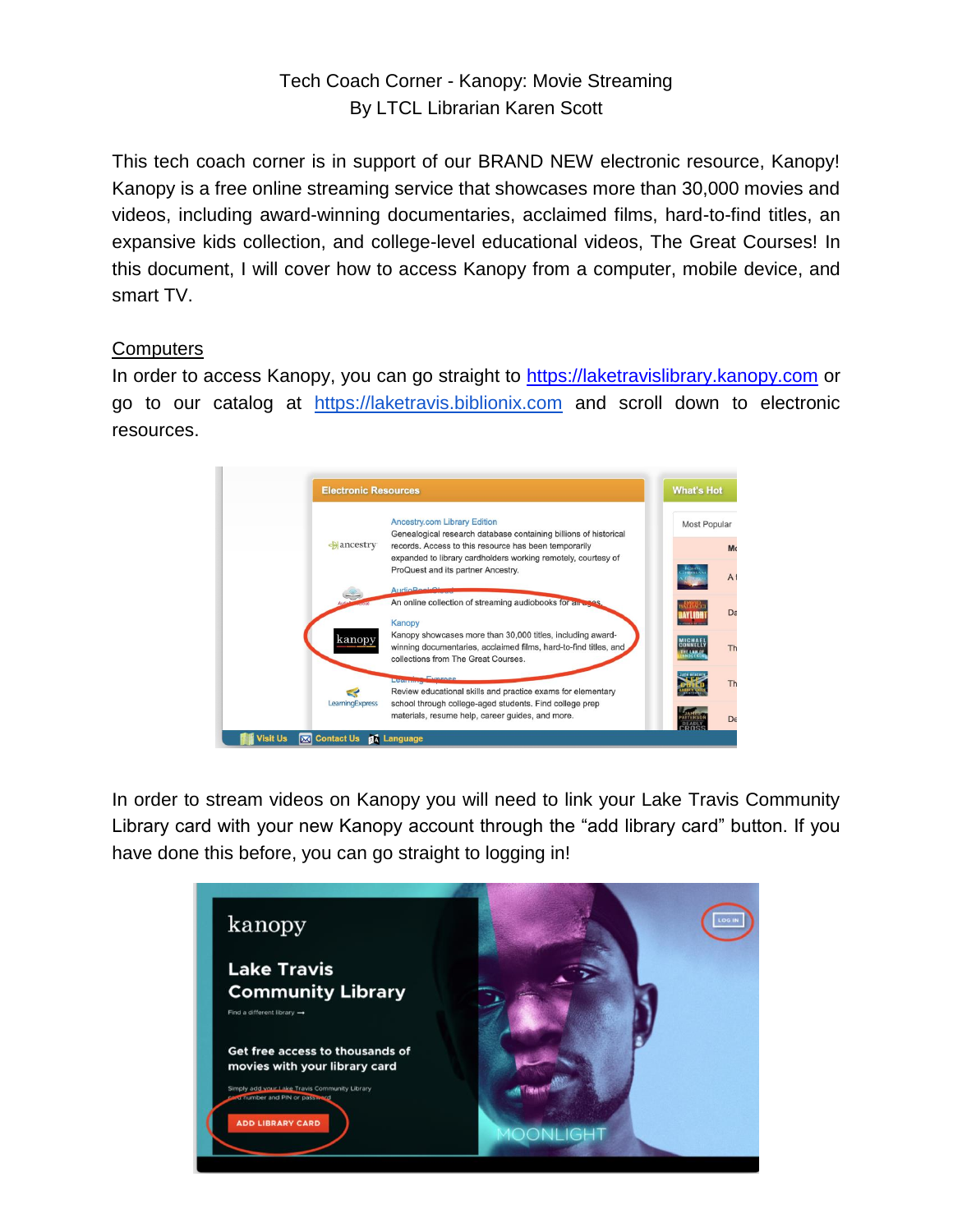Tech Coach Corner - Kanopy: Movie Streaming
By LTCL Librarian Karen Scott

This tech coach corner is in support of our BRAND NEW electronic resource, Kanopy! Kanopy is a free online streaming service that showcases more than 30,000 movies and videos, including award-winning documentaries, acclaimed films, hard-to-find titles, an expansive kids collection, and college-level educational videos, The Great Courses! In this document, I will cover how to access Kanopy from a computer, mobile device, and smart TV.

## Computers

In order to access Kanopy, you can go straight to https://laketravislibrary.kanopy.com or go to our catalog at https://laketravis.biblionix.com and scroll down to electronic resources.

In order to stream videos on Kanopy you will need to link your Lake Travis Community Library card with your new Kanopy account through the "add library card" button. If you have done this before, you can go straight to logging in!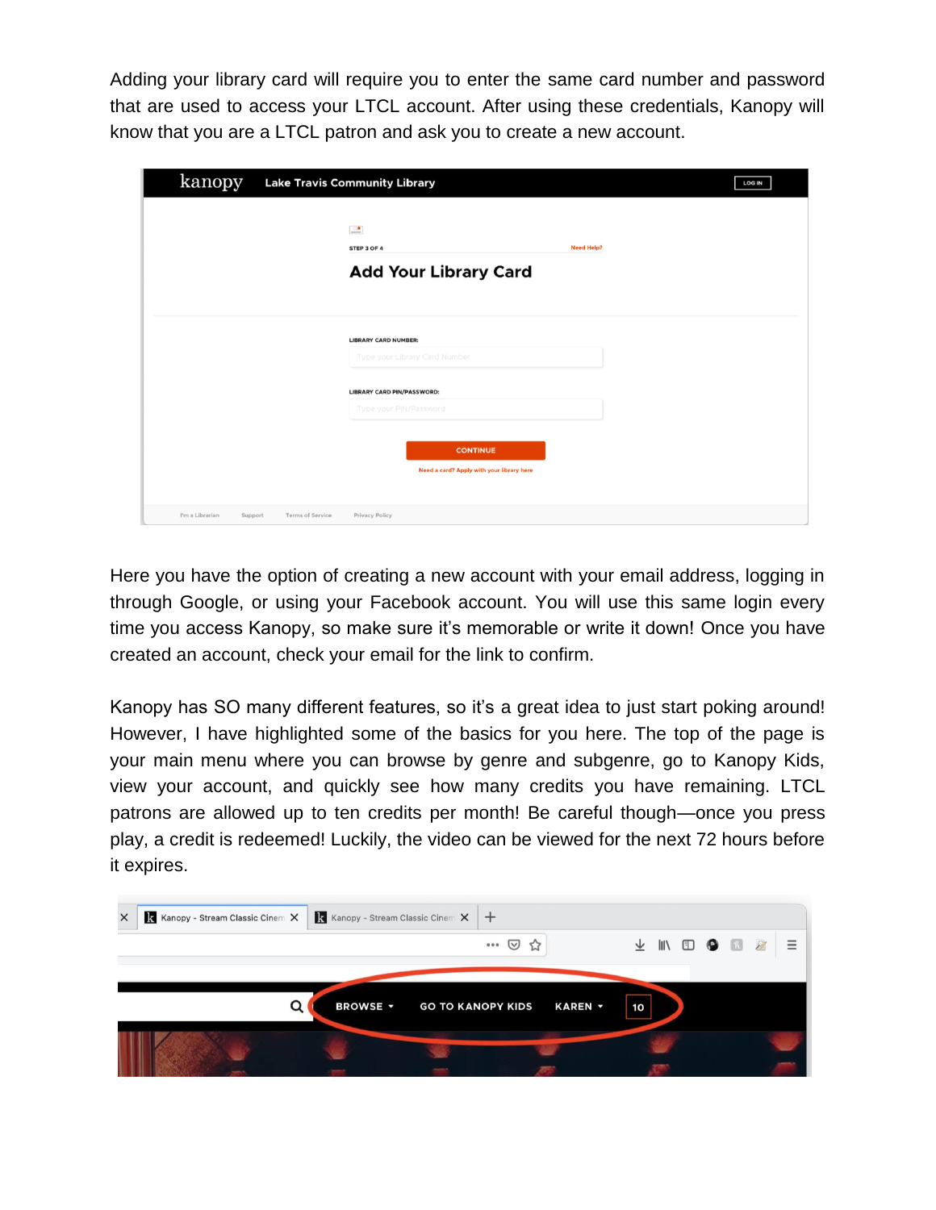Adding your library card will require you to enter the same card number and password that are used to access your LTCL account. After using these credentials, Kanopy will know that you are a LTCL patron and ask you to create a new account.

Here you have the option of creating a new account with your email address, logging in through Google, or using your Facebook account. You will use this same login every time you access Kanopy, so make sure it's memorable or write it down! Once you have created an account, check your email for the link to confirm.

Kanopy has SO many different features, so it's a great idea to just start poking around! However, I have highlighted some of the basics for you here. The top of the page is your main menu where you can browse by genre and subgenre, go to Kanopy Kids, view your account, and quickly see how many credits you have remaining. LTCL patrons are allowed up to ten credits per month! Be careful though—once you press play, a credit is redeemed! Luckily, the video can be viewed for the next 72 hours before it expires.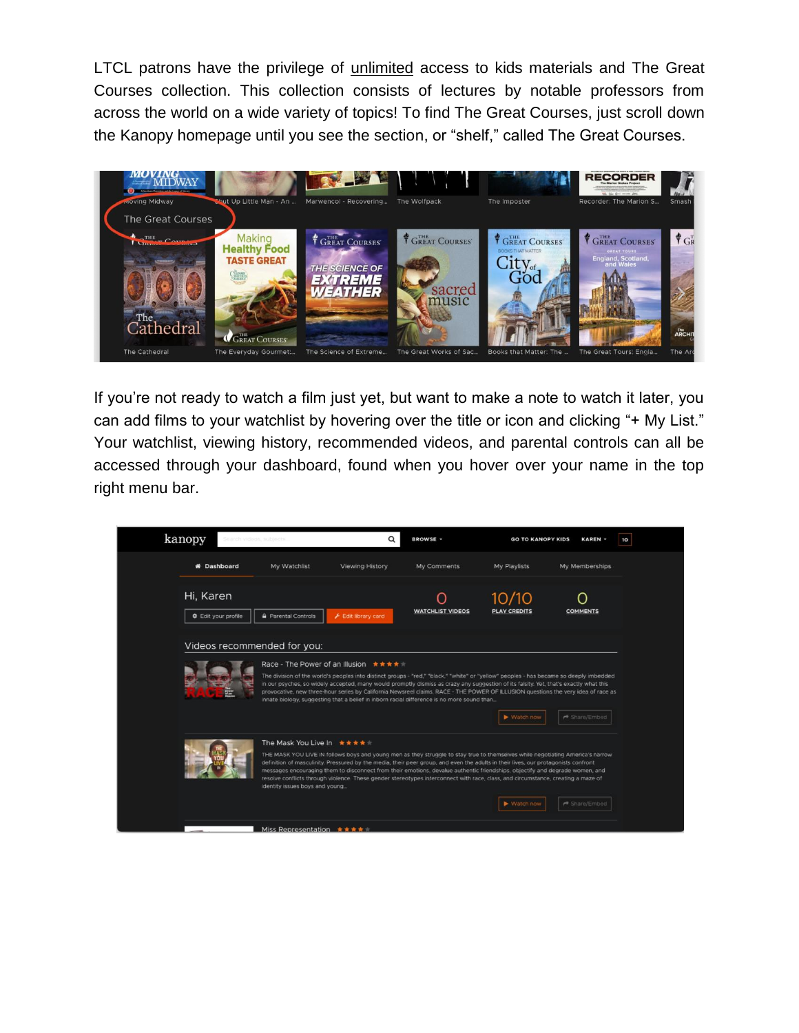LTCL patrons have the privilege of <u>unlimited</u> access to kids materials and The Great Courses collection. This collection consists of lectures by notable professors from across the world on a wide variety of topics! To find The Great Courses, just scroll down the Kanopy homepage until you see the section, or "shelf," called The Great Courses.

If you're not ready to watch a film just yet, but want to make a note to watch it later, you can add films to your watchlist by hovering over the title or icon and clicking "+ My List." Your watchlist, viewing history, recommended videos, and parental controls can all be accessed through your dashboard, found when you hover over your name in the top right menu bar.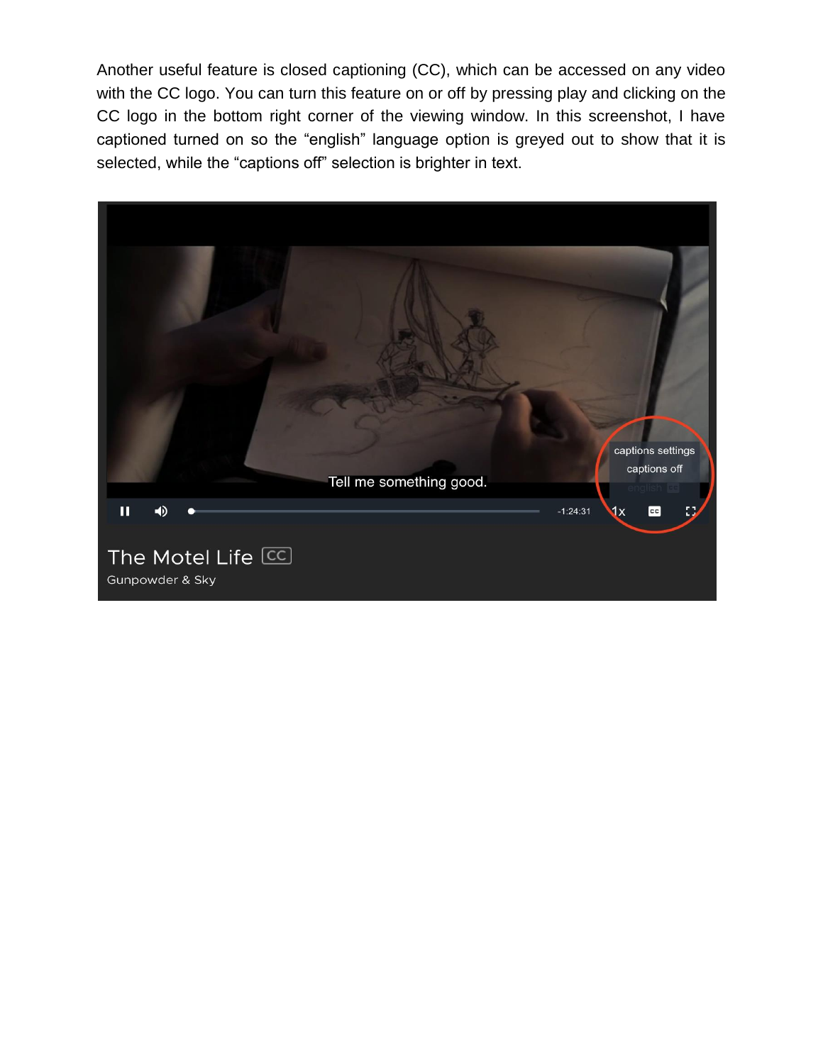Another useful feature is closed captioning (CC), which can be accessed on any video with the CC logo. You can turn this feature on or off by pressing play and clicking on the CC logo in the bottom right corner of the viewing window. In this screenshot, I have captioned turned on so the “english” language option is greyed out to show that it is selected, while the “captions off” selection is brighter in text.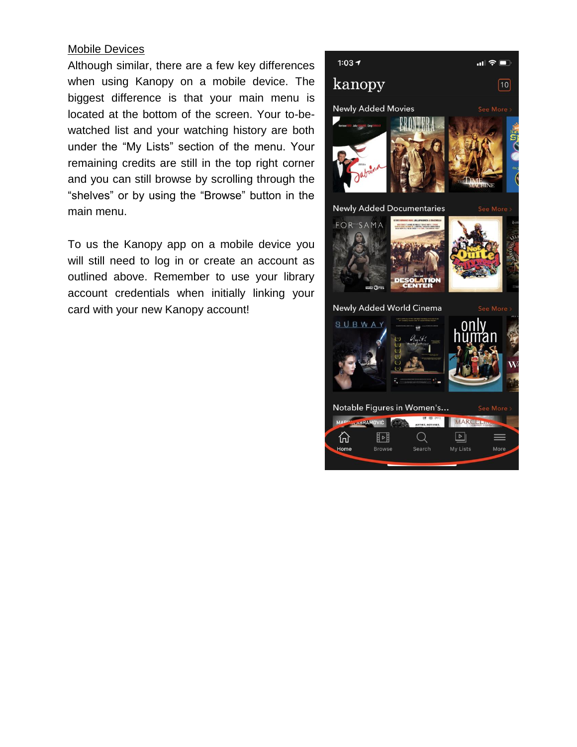Mobile Devices

Although similar, there are a few key differences when using Kanopy on a mobile device. The biggest difference is that your main menu is located at the bottom of the screen. Your to-be-watched list and your watching history are both under the "My Lists" section of the menu. Your remaining credits are still in the top right corner and you can still browse by scrolling through the "shelves" or by using the "Browse" button in the main menu.

To us the Kanopy app on a mobile device you will still need to log in or create an account as outlined above. Remember to use your library account credentials when initially linking your card with your new Kanopy account!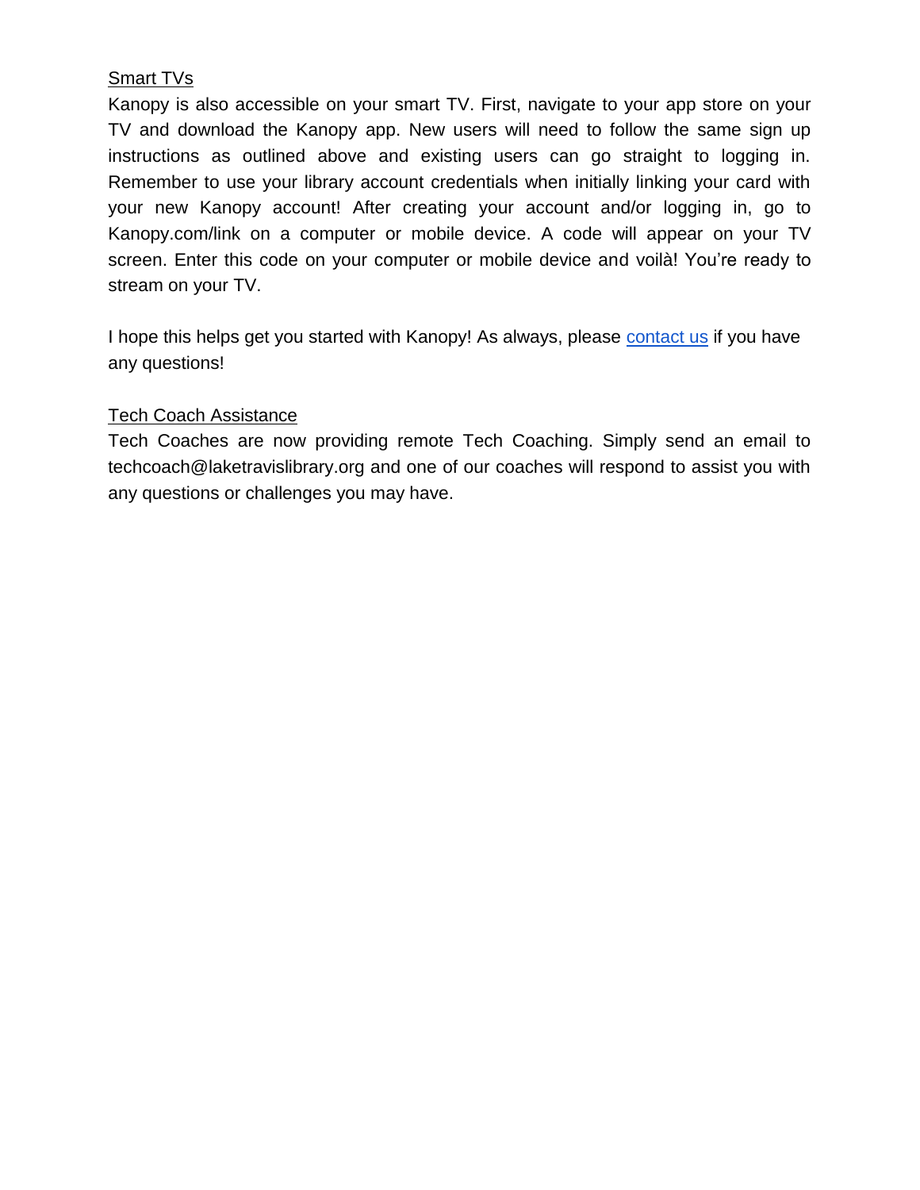## Smart TVs

Kanopy is also accessible on your smart TV. First, navigate to your app store on your TV and download the Kanopy app. New users will need to follow the same sign up instructions as outlined above and existing users can go straight to logging in. Remember to use your library account credentials when initially linking your card with your new Kanopy account! After creating your account and/or logging in, go to Kanopy.com/link on a computer or mobile device. A code will appear on your TV screen. Enter this code on your computer or mobile device and voilà! You're ready to stream on your TV.

I hope this helps get you started with Kanopy! As always, please contact us if you have any questions!

## Tech Coach Assistance

Tech Coaches are now providing remote Tech Coaching. Simply send an email to techcoach@laketravislibrary.org and one of our coaches will respond to assist you with any questions or challenges you may have.